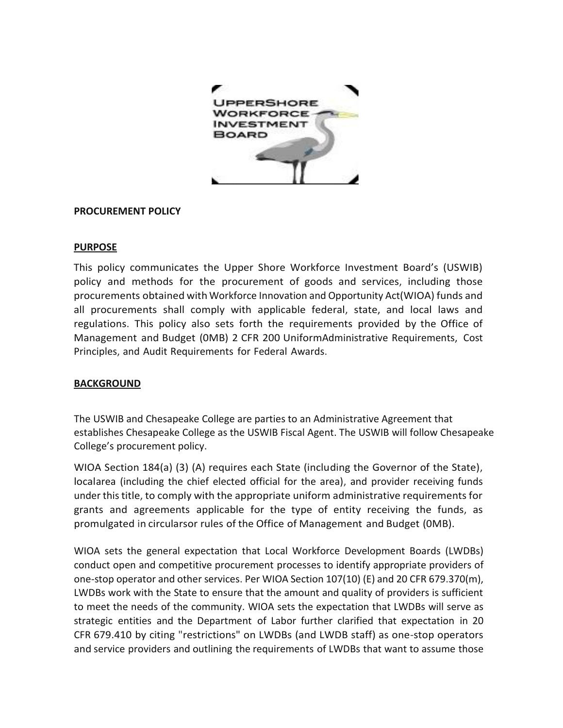**PROCUREMENT POLICY**

## PURPOSE

This policy communicates the Upper Shore Workforce Investment Board's (USWIB) policy and methods for the procurement of goods and services, including those procurements obtained with Workforce Innovation and Opportunity Act(WIOA) funds and all procurements shall comply with applicable federal, state, and local laws and regulations. This policy also sets forth the requirements provided by the Office of Management and Budget (0MB) 2 CFR 200 UniformAdministrative Requirements, Cost Principles, and Audit Requirements for Federal Awards.

## BACKGROUND

The USWIB and Chesapeake College are parties to an Administrative Agreement that establishes Chesapeake College as the USWIB Fiscal Agent. The USWIB will follow Chesapeake College's procurement policy.

WIOA Section 184(a) (3) (A) requires each State (including the Governor of the State), localarea (including the chief elected official for the area), and provider receiving funds under this title, to comply with the appropriate uniform administrative requirements for grants and agreements applicable for the type of entity receiving the funds, as promulgated in circularsor rules of the Office of Management and Budget (0MB).

WIOA sets the general expectation that Local Workforce Development Boards (LWDBs) conduct open and competitive procurement processes to identify appropriate providers of one-stop operator and other services. Per WIOA Section 107(10) (E) and 20 CFR 679.370(m), LWDBs work with the State to ensure that the amount and quality of providers is sufficient to meet the needs of the community. WIOA sets the expectation that LWDBs will serve as strategic entities and the Department of Labor further clarified that expectation in 20 CFR 679.410 by citing "restrictions" on LWDBs (and LWDB staff) as one-stop operators and service providers and outlining the requirements of LWDBs that want to assume those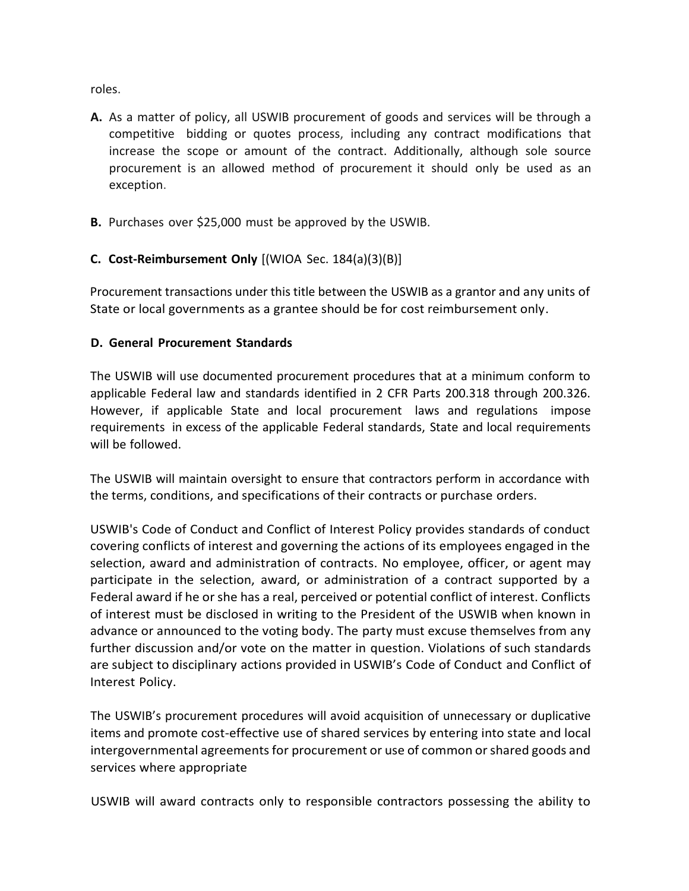roles.

**A.** As a matter of policy, all USWIB procurement of goods and services will be through a competitive bidding or quotes process, including any contract modifications that increase the scope or amount of the contract. Additionally, although sole source procurement is an allowed method of procurement it should only be used as an exception.

**B.** Purchases over $25,000 must be approved by the USWIB.

**C. Cost-Reimbursement Only** [(WIOA Sec. 184(a)(3)(B)]

Procurement transactions under this title between the USWIB as a grantor and any units of State or local governments as a grantee should be for cost reimbursement only.

**D. General Procurement Standards**

The USWIB will use documented procurement procedures that at a minimum conform to applicable Federal law and standards identified in 2 CFR Parts 200.318 through 200.326. However, if applicable State and local procurement laws and regulations impose requirements in excess of the applicable Federal standards, State and local requirements will be followed.

The USWIB will maintain oversight to ensure that contractors perform in accordance with the terms, conditions, and specifications of their contracts or purchase orders.

USWIB's Code of Conduct and Conflict of Interest Policy provides standards of conduct covering conflicts of interest and governing the actions of its employees engaged in the selection, award and administration of contracts. No employee, officer, or agent may participate in the selection, award, or administration of a contract supported by a Federal award if he or she has a real, perceived or potential conflict of interest. Conflicts of interest must be disclosed in writing to the President of the USWIB when known in advance or announced to the voting body. The party must excuse themselves from any further discussion and/or vote on the matter in question. Violations of such standards are subject to disciplinary actions provided in USWIB's Code of Conduct and Conflict of Interest Policy.

The USWIB's procurement procedures will avoid acquisition of unnecessary or duplicative items and promote cost-effective use of shared services by entering into state and local intergovernmental agreements for procurement or use of common or shared goods and services where appropriate

USWIB will award contracts only to responsible contractors possessing the ability to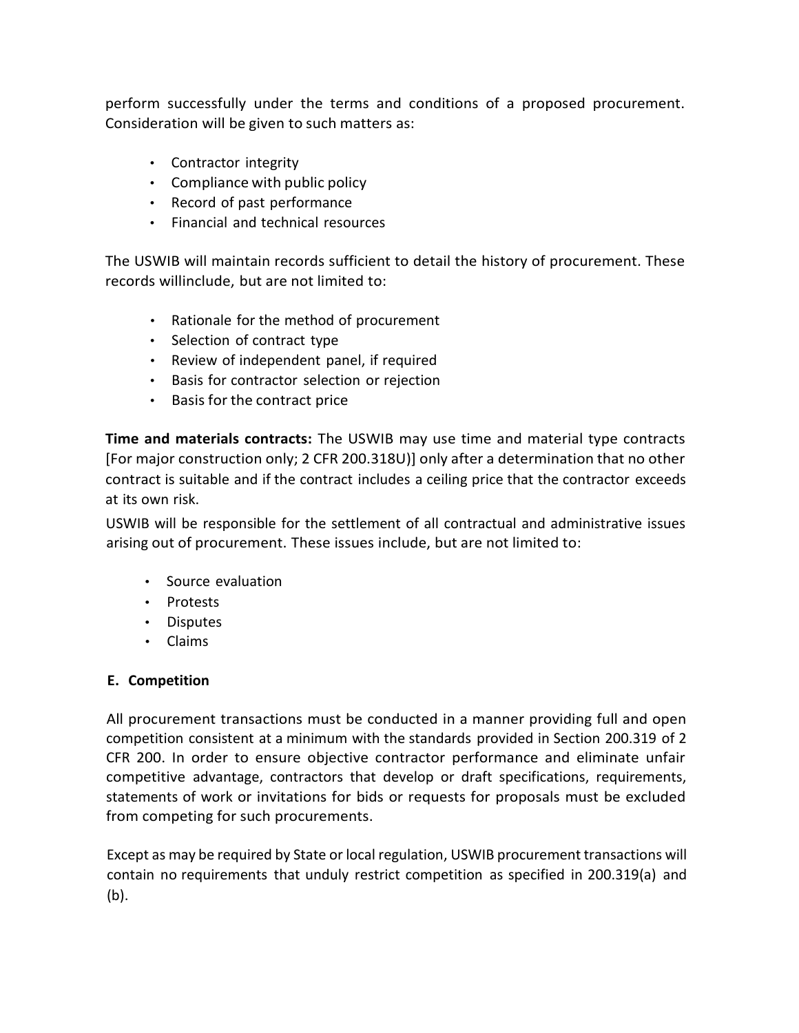perform successfully under the terms and conditions of a proposed procurement. Consideration will be given to such matters as:

- Contractor integrity
- Compliance with public policy
- Record of past performance
- Financial and technical resources

The USWIB will maintain records sufficient to detail the history of procurement. These records willinclude, but are not limited to:

- Rationale for the method of procurement
- Selection of contract type
- Review of independent panel, if required
- Basis for contractor selection or rejection
- Basis for the contract price

**Time and materials contracts:** The USWIB may use time and material type contracts [For major construction only; 2 CFR 200.318U)] only after a determination that no other contract is suitable and if the contract includes a ceiling price that the contractor exceeds at its own risk.

USWIB will be responsible for the settlement of all contractual and administrative issues arising out of procurement. These issues include, but are not limited to:

- Source evaluation
- Protests
- Disputes
- Claims

## E. Competition

All procurement transactions must be conducted in a manner providing full and open competition consistent at a minimum with the standards provided in Section 200.319 of 2 CFR 200. In order to ensure objective contractor performance and eliminate unfair competitive advantage, contractors that develop or draft specifications, requirements, statements of work or invitations for bids or requests for proposals must be excluded from competing for such procurements.

Except as may be required by State or local regulation, USWIB procurement transactions will contain no requirements that unduly restrict competition as specified in 200.319(a) and (b).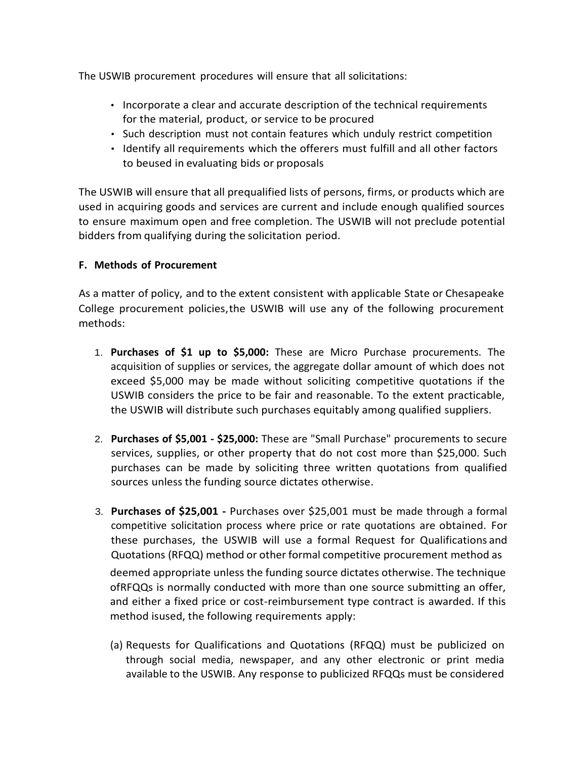The USWIB procurement procedures will ensure that all solicitations:

- Incorporate a clear and accurate description of the technical requirements for the material, product, or service to be procured
- Such description must not contain features which unduly restrict competition
- Identify all requirements which the offerers must fulfill and all other factors to beused in evaluating bids or proposals

The USWIB will ensure that all prequalified lists of persons, firms, or products which are used in acquiring goods and services are current and include enough qualified sources to ensure maximum open and free completion. The USWIB will not preclude potential bidders from qualifying during the solicitation period.

**F. Methods of Procurement**

As a matter of policy, and to the extent consistent with applicable State or Chesapeake College procurement policies,the USWIB will use any of the following procurement methods:

1. **Purchases of $1 up to $5,000:** These are Micro Purchase procurements. The acquisition of supplies or services, the aggregate dollar amount of which does not exceed $5,000 may be made without soliciting competitive quotations if the USWIB considers the price to be fair and reasonable. To the extent practicable, the USWIB will distribute such purchases equitably among qualified suppliers.

2. **Purchases of $5,001 - $25,000:** These are "Small Purchase" procurements to secure services, supplies, or other property that do not cost more than $25,000. Such purchases can be made by soliciting three written quotations from qualified sources unless the funding source dictates otherwise.

3. **Purchases of $25,001 -** Purchases over $25,001 must be made through a formal competitive solicitation process where price or rate quotations are obtained. For these purchases, the USWIB will use a formal Request for Qualifications and Quotations (RFQQ) method or other formal competitive procurement method as deemed appropriate unless the funding source dictates otherwise. The technique ofRFQQs is normally conducted with more than one source submitting an offer, and either a fixed price or cost-reimbursement type contract is awarded. If this method isused, the following requirements apply:

   (a) Requests for Qualifications and Quotations (RFQQ) must be publicized on through social media, newspaper, and any other electronic or print media available to the USWIB. Any response to publicized RFQQs must be considered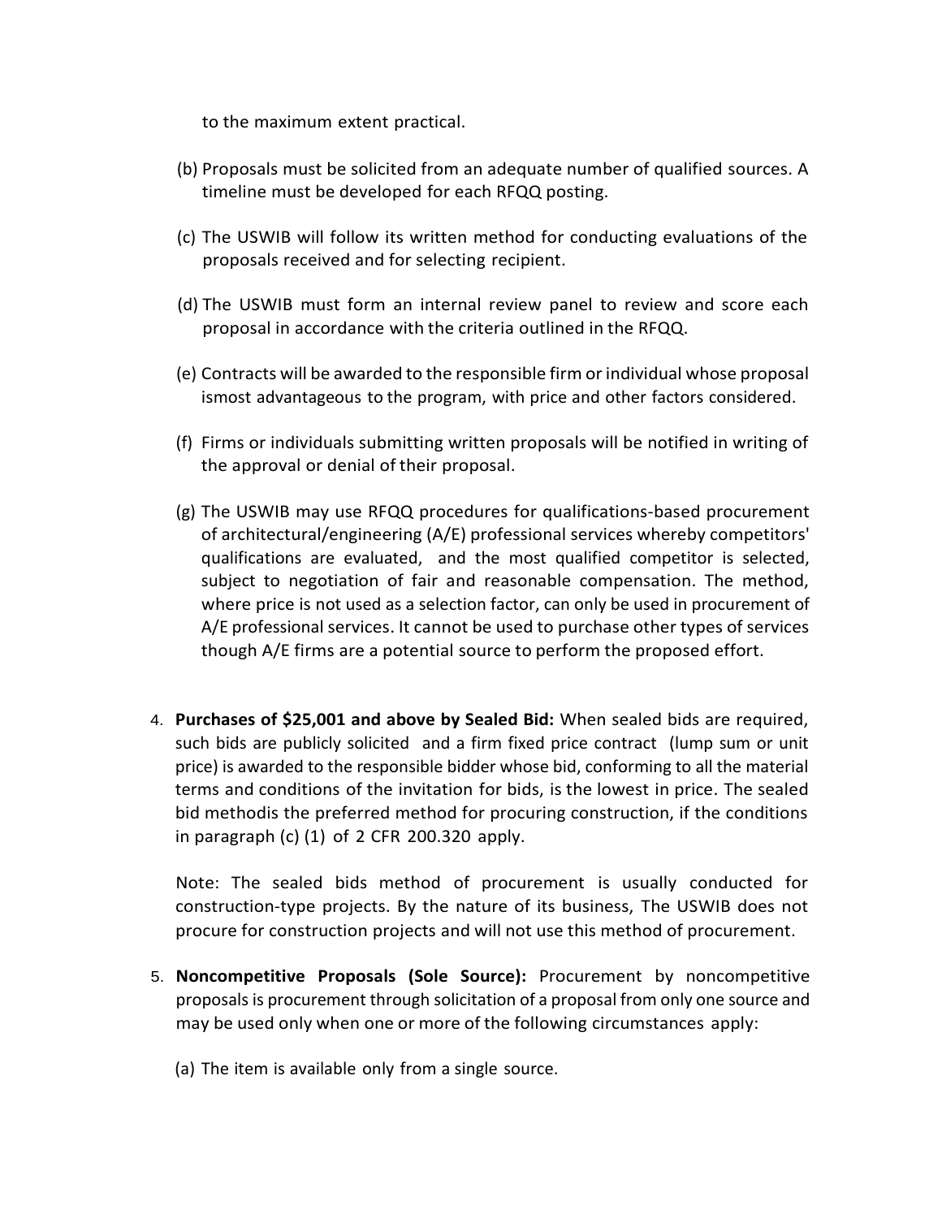to the maximum extent practical.

(b) Proposals must be solicited from an adequate number of qualified sources. A timeline must be developed for each RFQQ posting.

(c) The USWIB will follow its written method for conducting evaluations of the proposals received and for selecting recipient.

(d) The USWIB must form an internal review panel to review and score each proposal in accordance with the criteria outlined in the RFQQ.

(e) Contracts will be awarded to the responsible firm or individual whose proposal ismost advantageous to the program, with price and other factors considered.

(f) Firms or individuals submitting written proposals will be notified in writing of the approval or denial of their proposal.

(g) The USWIB may use RFQQ procedures for qualifications-based procurement of architectural/engineering (A/E) professional services whereby competitors' qualifications are evaluated, and the most qualified competitor is selected, subject to negotiation of fair and reasonable compensation. The method, where price is not used as a selection factor, can only be used in procurement of A/E professional services. It cannot be used to purchase other types of services though A/E firms are a potential source to perform the proposed effort.

4. **Purchases of $25,001 and above by Sealed Bid:** When sealed bids are required, such bids are publicly solicited and a firm fixed price contract (lump sum or unit price) is awarded to the responsible bidder whose bid, conforming to all the material terms and conditions of the invitation for bids, is the lowest in price. The sealed bid methodis the preferred method for procuring construction, if the conditions in paragraph (c) (1) of 2 CFR 200.320 apply.

   Note: The sealed bids method of procurement is usually conducted for construction-type projects. By the nature of its business, The USWIB does not procure for construction projects and will not use this method of procurement.

5. **Noncompetitive Proposals (Sole Source):** Procurement by noncompetitive proposals is procurement through solicitation of a proposal from only one source and may be used only when one or more of the following circumstances apply:

   (a) The item is available only from a single source.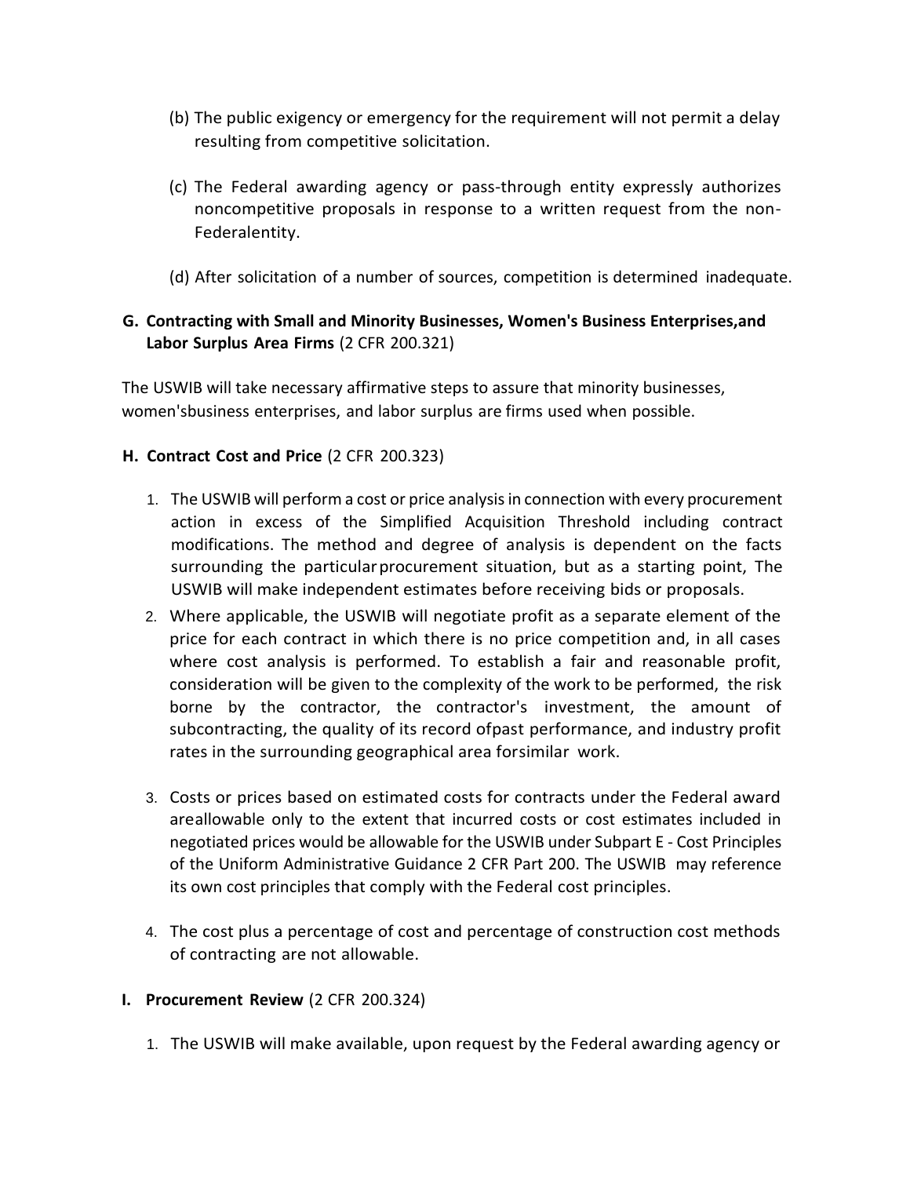(b) The public exigency or emergency for the requirement will not permit a delay resulting from competitive solicitation.

(c) The Federal awarding agency or pass-through entity expressly authorizes noncompetitive proposals in response to a written request from the non-Federalentity.

(d) After solicitation of a number of sources, competition is determined inadequate.

**G. Contracting with Small and Minority Businesses, Women's Business Enterprises,and Labor Surplus Area Firms** (2 CFR 200.321)

The USWIB will take necessary affirmative steps to assure that minority businesses, women'sbusiness enterprises, and labor surplus are firms used when possible.

**H. Contract Cost and Price** (2 CFR 200.323)

1. The USWIB will perform a cost or price analysis in connection with every procurement action in excess of the Simplified Acquisition Threshold including contract modifications. The method and degree of analysis is dependent on the facts surrounding the particularprocurement situation, but as a starting point, The USWIB will make independent estimates before receiving bids or proposals.
2. Where applicable, the USWIB will negotiate profit as a separate element of the price for each contract in which there is no price competition and, in all cases where cost analysis is performed. To establish a fair and reasonable profit, consideration will be given to the complexity of the work to be performed, the risk borne by the contractor, the contractor's investment, the amount of subcontracting, the quality of its record ofpast performance, and industry profit rates in the surrounding geographical area forsimilar work.
3. Costs or prices based on estimated costs for contracts under the Federal award areallowable only to the extent that incurred costs or cost estimates included in negotiated prices would be allowable for the USWIB under Subpart E - Cost Principles of the Uniform Administrative Guidance 2 CFR Part 200. The USWIB may reference its own cost principles that comply with the Federal cost principles.
4. The cost plus a percentage of cost and percentage of construction cost methods of contracting are not allowable.

**I. Procurement Review** (2 CFR 200.324)

1. The USWIB will make available, upon request by the Federal awarding agency or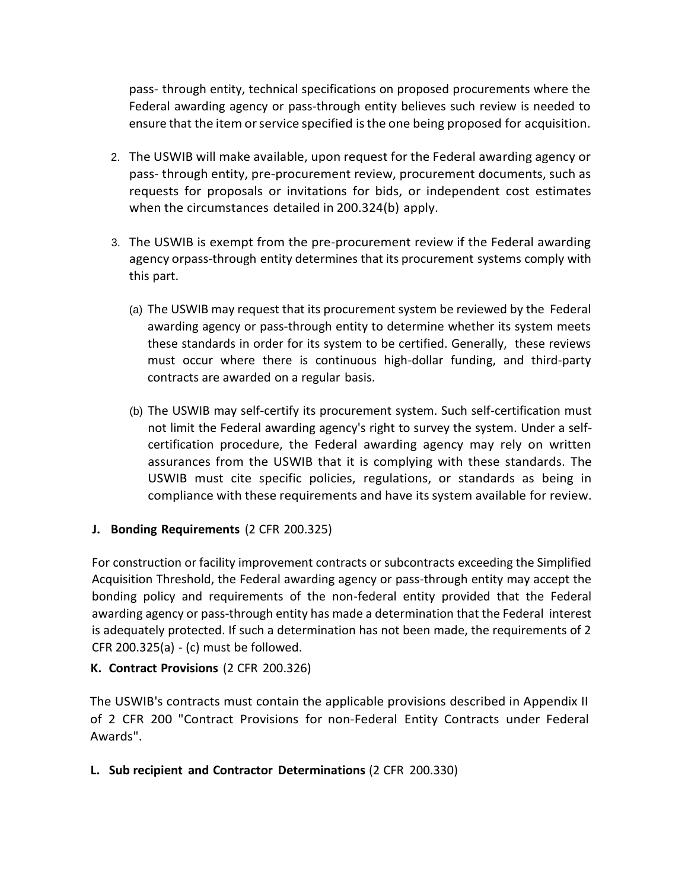pass- through entity, technical specifications on proposed procurements where the Federal awarding agency or pass-through entity believes such review is needed to ensure that the item or service specified is the one being proposed for acquisition.

2. The USWIB will make available, upon request for the Federal awarding agency or pass- through entity, pre-procurement review, procurement documents, such as requests for proposals or invitations for bids, or independent cost estimates when the circumstances detailed in 200.324(b) apply.

3. The USWIB is exempt from the pre-procurement review if the Federal awarding agency orpass-through entity determines that its procurement systems comply with this part.

   (a) The USWIB may request that its procurement system be reviewed by the Federal awarding agency or pass-through entity to determine whether its system meets these standards in order for its system to be certified. Generally, these reviews must occur where there is continuous high-dollar funding, and third-party contracts are awarded on a regular basis.

   (b) The USWIB may self-certify its procurement system. Such self-certification must not limit the Federal awarding agency's right to survey the system. Under a self-certification procedure, the Federal awarding agency may rely on written assurances from the USWIB that it is complying with these standards. The USWIB must cite specific policies, regulations, or standards as being in compliance with these requirements and have its system available for review.

**J. Bonding Requirements** (2 CFR 200.325)

For construction or facility improvement contracts or subcontracts exceeding the Simplified Acquisition Threshold, the Federal awarding agency or pass-through entity may accept the bonding policy and requirements of the non-federal entity provided that the Federal awarding agency or pass-through entity has made a determination that the Federal interest is adequately protected. If such a determination has not been made, the requirements of 2 CFR 200.325(a) - (c) must be followed.

**K. Contract Provisions** (2 CFR 200.326)

The USWIB's contracts must contain the applicable provisions described in Appendix II of 2 CFR 200 "Contract Provisions for non-Federal Entity Contracts under Federal Awards".

**L. Sub recipient and Contractor Determinations** (2 CFR 200.330)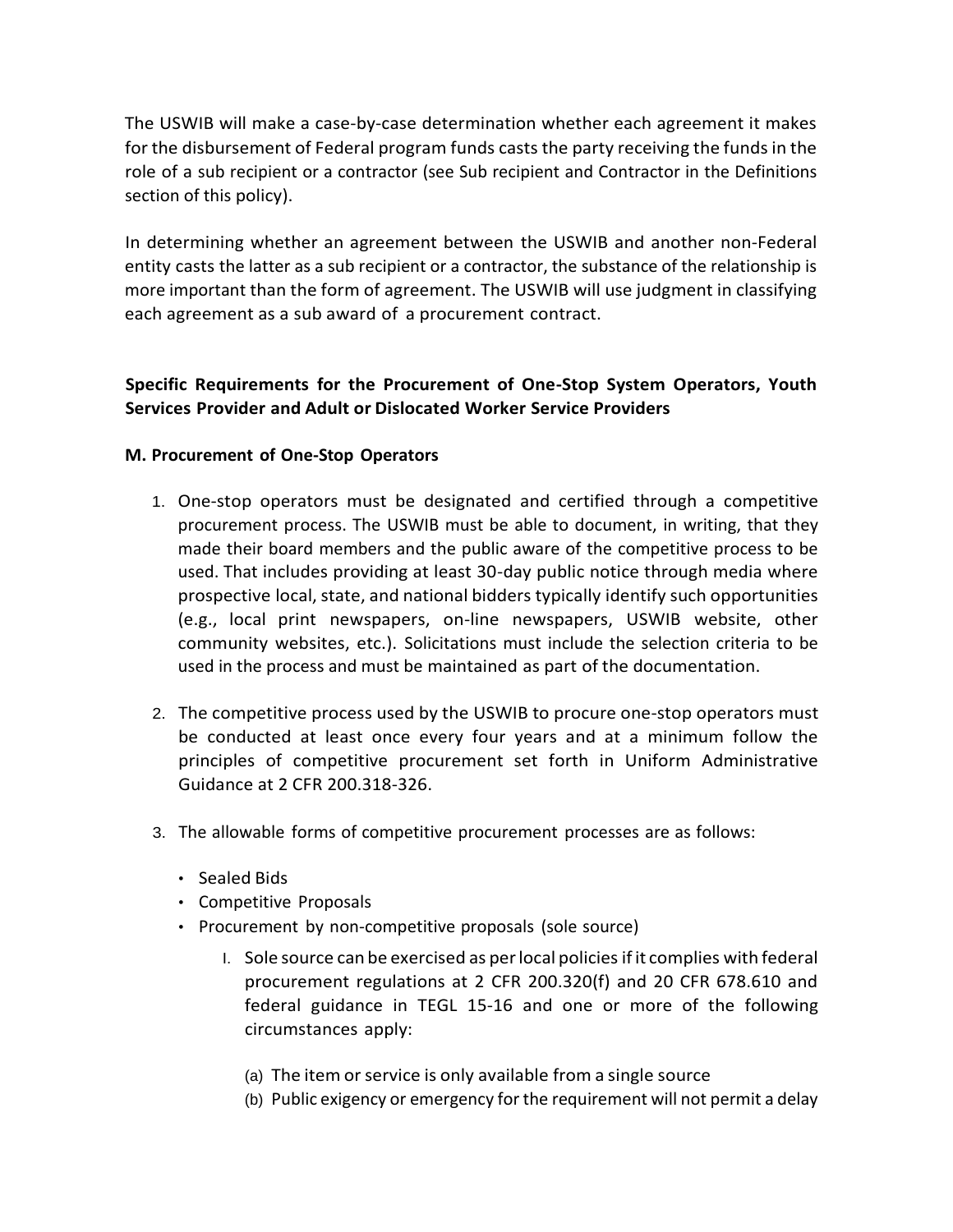The USWIB will make a case-by-case determination whether each agreement it makes for the disbursement of Federal program funds casts the party receiving the funds in the role of a sub recipient or a contractor (see Sub recipient and Contractor in the Definitions section of this policy).

In determining whether an agreement between the USWIB and another non-Federal entity casts the latter as a sub recipient or a contractor, the substance of the relationship is more important than the form of agreement. The USWIB will use judgment in classifying each agreement as a sub award of a procurement contract.

**Specific Requirements for the Procurement of One-Stop System Operators, Youth Services Provider and Adult or Dislocated Worker Service Providers**

**M. Procurement of One-Stop Operators**

1. One-stop operators must be designated and certified through a competitive procurement process. The USWIB must be able to document, in writing, that they made their board members and the public aware of the competitive process to be used. That includes providing at least 30-day public notice through media where prospective local, state, and national bidders typically identify such opportunities (e.g., local print newspapers, on-line newspapers, USWIB website, other community websites, etc.). Solicitations must include the selection criteria to be used in the process and must be maintained as part of the documentation.

2. The competitive process used by the USWIB to procure one-stop operators must be conducted at least once every four years and at a minimum follow the principles of competitive procurement set forth in Uniform Administrative Guidance at 2 CFR 200.318-326.

3. The allowable forms of competitive procurement processes are as follows:

   - Sealed Bids
   - Competitive Proposals
   - Procurement by non-competitive proposals (sole source)

     I. Sole source can be exercised as per local policies if it complies with federal procurement regulations at 2 CFR 200.320(f) and 20 CFR 678.610 and federal guidance in TEGL 15-16 and one or more of the following circumstances apply:

        (a) The item or service is only available from a single source
        (b) Public exigency or emergency for the requirement will not permit a delay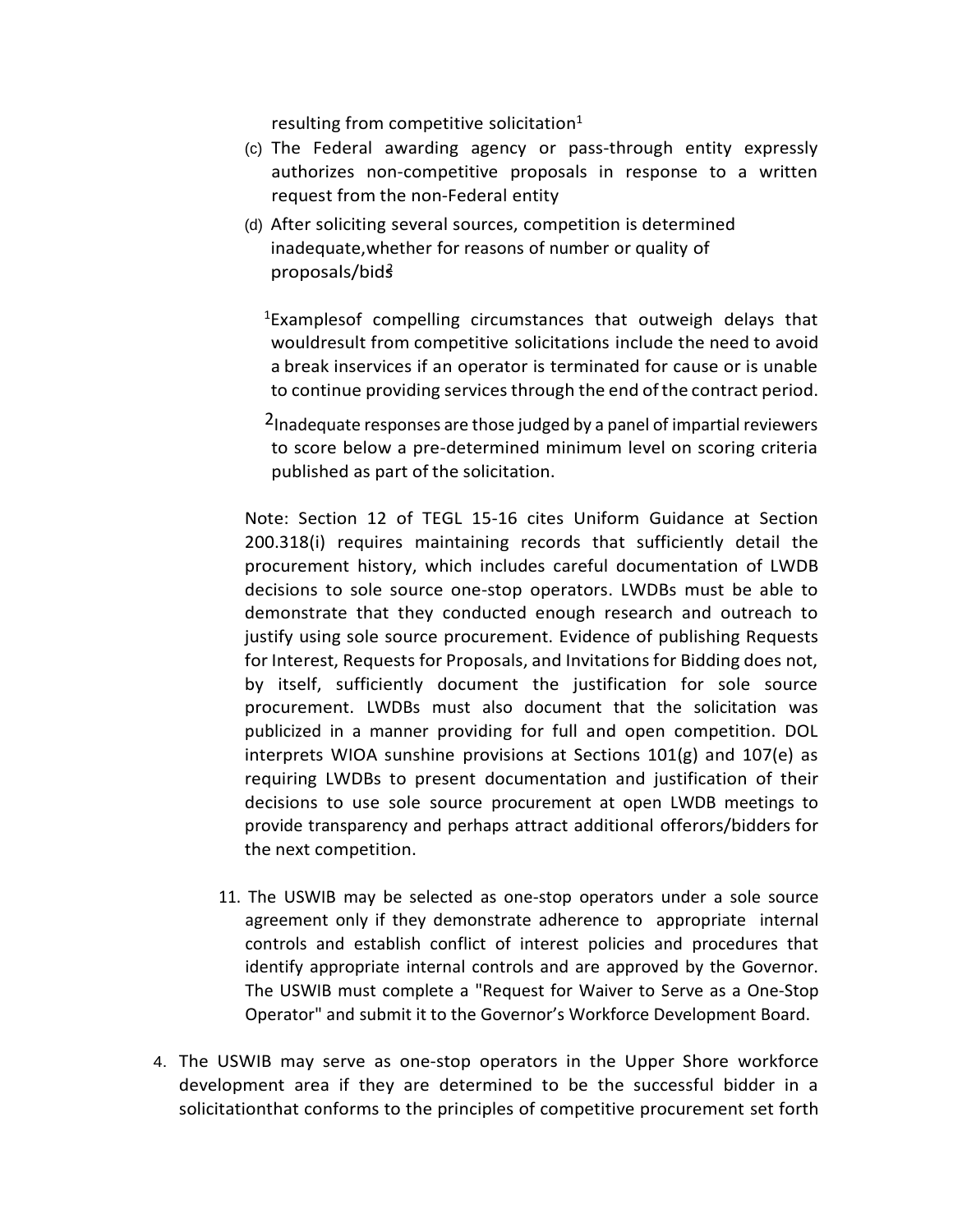resulting from competitive solicitation[1]

(c) The Federal awarding agency or pass-through entity expressly authorizes non-competitive proposals in response to a written request from the non-Federal entity

(d) After soliciting several sources, competition is determined inadequate, whether for reasons of number or quality of proposals/bids[2]

[1]Examples of compelling circumstances that outweigh delays that would result from competitive solicitations include the need to avoid a break in services if an operator is terminated for cause or is unable to continue providing services through the end of the contract period.

[2]Inadequate responses are those judged by a panel of impartial reviewers to score below a pre-determined minimum level on scoring criteria published as part of the solicitation.

Note: Section 12 of TEGL 15-16 cites Uniform Guidance at Section 200.318(i) requires maintaining records that sufficiently detail the procurement history, which includes careful documentation of LWDB decisions to sole source one-stop operators. LWDBs must be able to demonstrate that they conducted enough research and outreach to justify using sole source procurement. Evidence of publishing Requests for Interest, Requests for Proposals, and Invitations for Bidding does not, by itself, sufficiently document the justification for sole source procurement. LWDBs must also document that the solicitation was publicized in a manner providing for full and open competition. DOL interprets WIOA sunshine provisions at Sections 101(g) and 107(e) as requiring LWDBs to present documentation and justification of their decisions to use sole source procurement at open LWDB meetings to provide transparency and perhaps attract additional offerors/bidders for the next competition.

11. The USWIB may be selected as one-stop operators under a sole source agreement only if they demonstrate adherence to appropriate internal controls and establish conflict of interest policies and procedures that identify appropriate internal controls and are approved by the Governor. The USWIB must complete a "Request for Waiver to Serve as a One-Stop Operator" and submit it to the Governor's Workforce Development Board.

4. The USWIB may serve as one-stop operators in the Upper Shore workforce development area if they are determined to be the successful bidder in a solicitation that conforms to the principles of competitive procurement set forth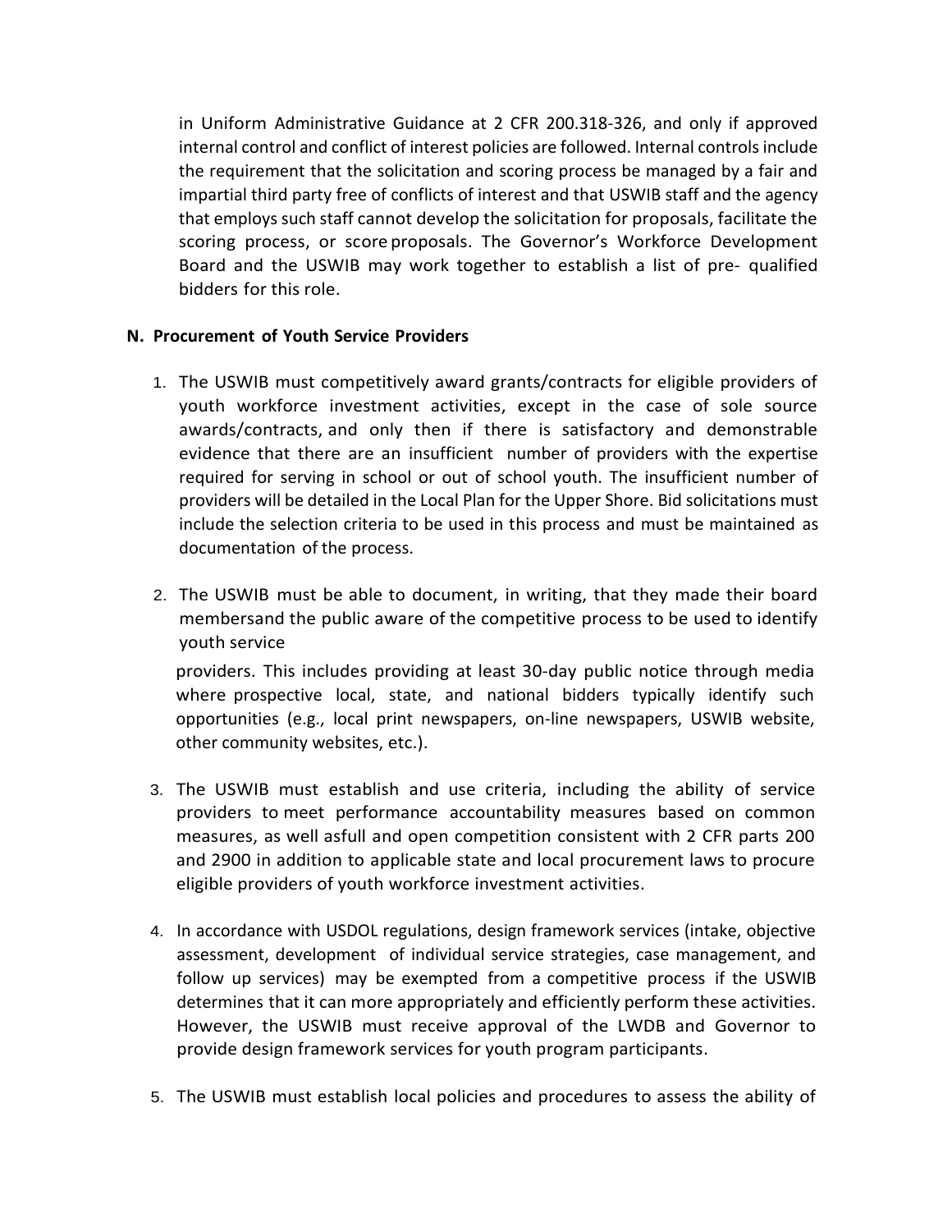in Uniform Administrative Guidance at 2 CFR 200.318-326, and only if approved internal control and conflict of interest policies are followed. Internal controls include the requirement that the solicitation and scoring process be managed by a fair and impartial third party free of conflicts of interest and that USWIB staff and the agency that employs such staff cannot develop the solicitation for proposals, facilitate the scoring process, or score proposals. The Governor's Workforce Development Board and the USWIB may work together to establish a list of pre- qualified bidders for this role.

**N. Procurement of Youth Service Providers**

1. The USWIB must competitively award grants/contracts for eligible providers of youth workforce investment activities, except in the case of sole source awards/contracts, and only then if there is satisfactory and demonstrable evidence that there are an insufficient number of providers with the expertise required for serving in school or out of school youth. The insufficient number of providers will be detailed in the Local Plan for the Upper Shore. Bid solicitations must include the selection criteria to be used in this process and must be maintained as documentation of the process.

2. The USWIB must be able to document, in writing, that they made their board membersand the public aware of the competitive process to be used to identify youth service

   providers. This includes providing at least 30-day public notice through media where prospective local, state, and national bidders typically identify such opportunities (e.g., local print newspapers, on-line newspapers, USWIB website, other community websites, etc.).

3. The USWIB must establish and use criteria, including the ability of service providers to meet performance accountability measures based on common measures, as well asfull and open competition consistent with 2 CFR parts 200 and 2900 in addition to applicable state and local procurement laws to procure eligible providers of youth workforce investment activities.

4. In accordance with USDOL regulations, design framework services (intake, objective assessment, development of individual service strategies, case management, and follow up services) may be exempted from a competitive process if the USWIB determines that it can more appropriately and efficiently perform these activities. However, the USWIB must receive approval of the LWDB and Governor to provide design framework services for youth program participants.

5. The USWIB must establish local policies and procedures to assess the ability of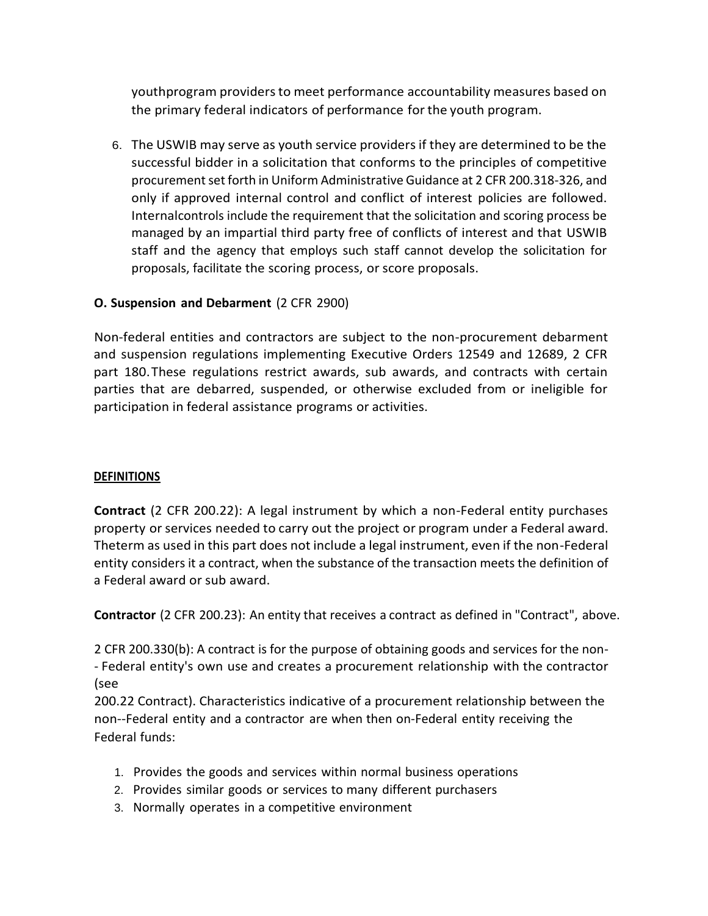youthprogram providers to meet performance accountability measures based on the primary federal indicators of performance for the youth program.

6. The USWIB may serve as youth service providers if they are determined to be the successful bidder in a solicitation that conforms to the principles of competitive procurement set forth in Uniform Administrative Guidance at 2 CFR 200.318-326, and only if approved internal control and conflict of interest policies are followed. Internalcontrols include the requirement that the solicitation and scoring process be managed by an impartial third party free of conflicts of interest and that USWIB staff and the agency that employs such staff cannot develop the solicitation for proposals, facilitate the scoring process, or score proposals.

**O. Suspension and Debarment** (2 CFR 2900)

Non-federal entities and contractors are subject to the non-procurement debarment and suspension regulations implementing Executive Orders 12549 and 12689, 2 CFR part 180. These regulations restrict awards, sub awards, and contracts with certain parties that are debarred, suspended, or otherwise excluded from or ineligible for participation in federal assistance programs or activities.

**DEFINITIONS**

**Contract** (2 CFR 200.22): A legal instrument by which a non-Federal entity purchases property or services needed to carry out the project or program under a Federal award. Theterm as used in this part does not include a legal instrument, even if the non-Federal entity considers it a contract, when the substance of the transaction meets the definition of a Federal award or sub award.

**Contractor** (2 CFR 200.23): An entity that receives a contract as defined in "Contract", above.

2 CFR 200.330(b): A contract is for the purpose of obtaining goods and services for the non-- Federal entity's own use and creates a procurement relationship with the contractor (see
200.22 Contract). Characteristics indicative of a procurement relationship between the non--Federal entity and a contractor are when then on-Federal entity receiving the Federal funds:

1. Provides the goods and services within normal business operations
2. Provides similar goods or services to many different purchasers
3. Normally operates in a competitive environment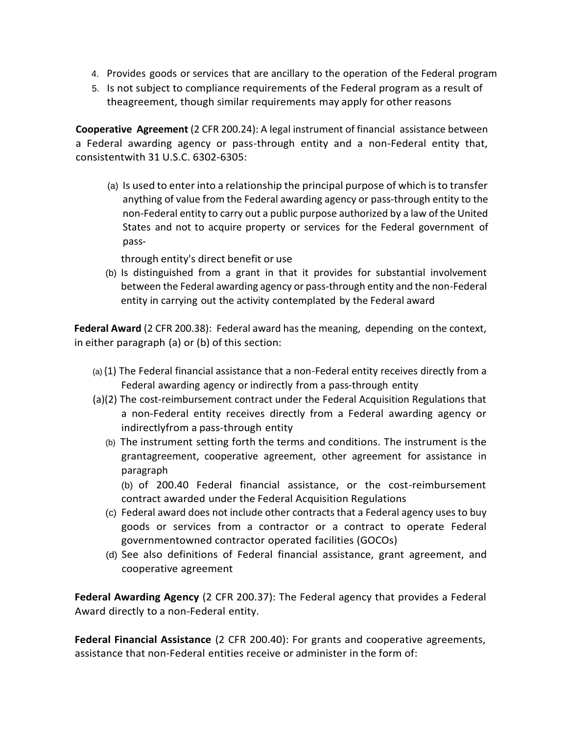4. Provides goods or services that are ancillary to the operation of the Federal program
5. Is not subject to compliance requirements of the Federal program as a result of theagreement, though similar requirements may apply for other reasons

**Cooperative Agreement** (2 CFR 200.24): A legal instrument of financial assistance between a Federal awarding agency or pass-through entity and a non-Federal entity that, consistentwith 31 U.S.C. 6302-6305:

(a) Is used to enter into a relationship the principal purpose of which is to transfer anything of value from the Federal awarding agency or pass-through entity to the non-Federal entity to carry out a public purpose authorized by a law of the United States and not to acquire property or services for the Federal government of pass-

through entity's direct benefit or use

(b) Is distinguished from a grant in that it provides for substantial involvement between the Federal awarding agency or pass-through entity and the non-Federal entity in carrying out the activity contemplated by the Federal award

**Federal Award** (2 CFR 200.38): Federal award has the meaning, depending on the context, in either paragraph (a) or (b) of this section:

(a) {1) The Federal financial assistance that a non-Federal entity receives directly from a Federal awarding agency or indirectly from a pass-through entity

(a)(2) The cost-reimbursement contract under the Federal Acquisition Regulations that a non-Federal entity receives directly from a Federal awarding agency or indirectlyfrom a pass-through entity

(b) The instrument setting forth the terms and conditions. The instrument is the grantagreement, cooperative agreement, other agreement for assistance in paragraph

(b) of 200.40 Federal financial assistance, or the cost-reimbursement contract awarded under the Federal Acquisition Regulations

(c) Federal award does not include other contracts that a Federal agency uses to buy goods or services from a contractor or a contract to operate Federal governmentowned contractor operated facilities (GOCOs)

(d) See also definitions of Federal financial assistance, grant agreement, and cooperative agreement

**Federal Awarding Agency** (2 CFR 200.37): The Federal agency that provides a Federal Award directly to a non-Federal entity.

**Federal Financial Assistance** (2 CFR 200.40): For grants and cooperative agreements, assistance that non-Federal entities receive or administer in the form of: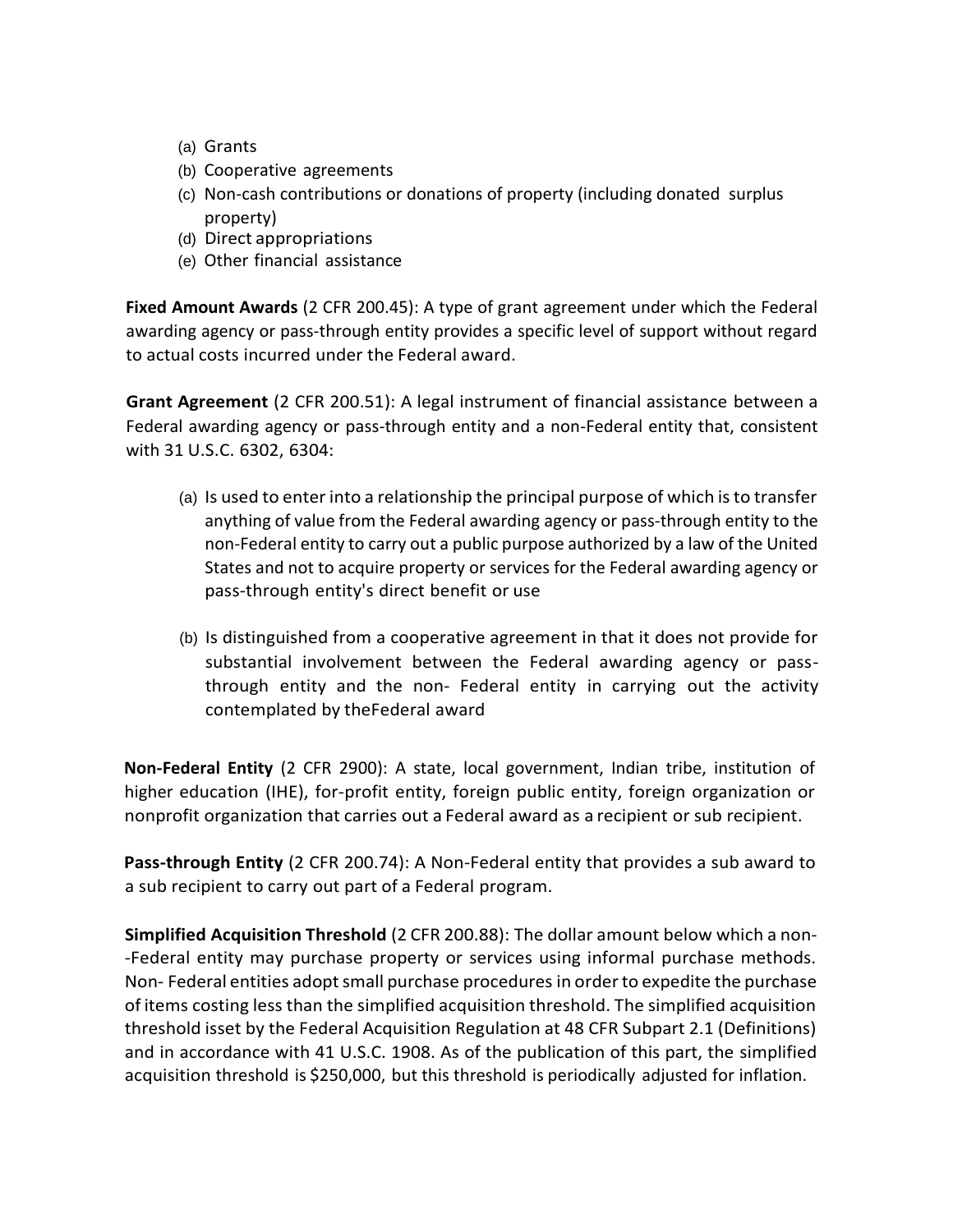(a) Grants
(b) Cooperative agreements
(c) Non-cash contributions or donations of property (including donated surplus property)
(d) Direct appropriations
(e) Other financial assistance

**Fixed Amount Awards** (2 CFR 200.45): A type of grant agreement under which the Federal awarding agency or pass-through entity provides a specific level of support without regard to actual costs incurred under the Federal award.

**Grant Agreement** (2 CFR 200.51): A legal instrument of financial assistance between a Federal awarding agency or pass-through entity and a non-Federal entity that, consistent with 31 U.S.C. 6302, 6304:

(a) Is used to enter into a relationship the principal purpose of which is to transfer anything of value from the Federal awarding agency or pass-through entity to the non-Federal entity to carry out a public purpose authorized by a law of the United States and not to acquire property or services for the Federal awarding agency or pass-through entity's direct benefit or use

(b) Is distinguished from a cooperative agreement in that it does not provide for substantial involvement between the Federal awarding agency or pass-through entity and the non- Federal entity in carrying out the activity contemplated by theFederal award

**Non-Federal Entity** (2 CFR 2900): A state, local government, Indian tribe, institution of higher education (IHE), for-profit entity, foreign public entity, foreign organization or nonprofit organization that carries out a Federal award as a recipient or sub recipient.

**Pass-through Entity** (2 CFR 200.74): A Non-Federal entity that provides a sub award to a sub recipient to carry out part of a Federal program.

**Simplified Acquisition Threshold** (2 CFR 200.88): The dollar amount below which a non--Federal entity may purchase property or services using informal purchase methods. Non- Federal entities adopt small purchase procedures in order to expedite the purchase of items costing less than the simplified acquisition threshold. The simplified acquisition threshold isset by the Federal Acquisition Regulation at 48 CFR Subpart 2.1 (Definitions) and in accordance with 41 U.S.C. 1908. As of the publication of this part, the simplified acquisition threshold is $250,000, but this threshold is periodically adjusted for inflation.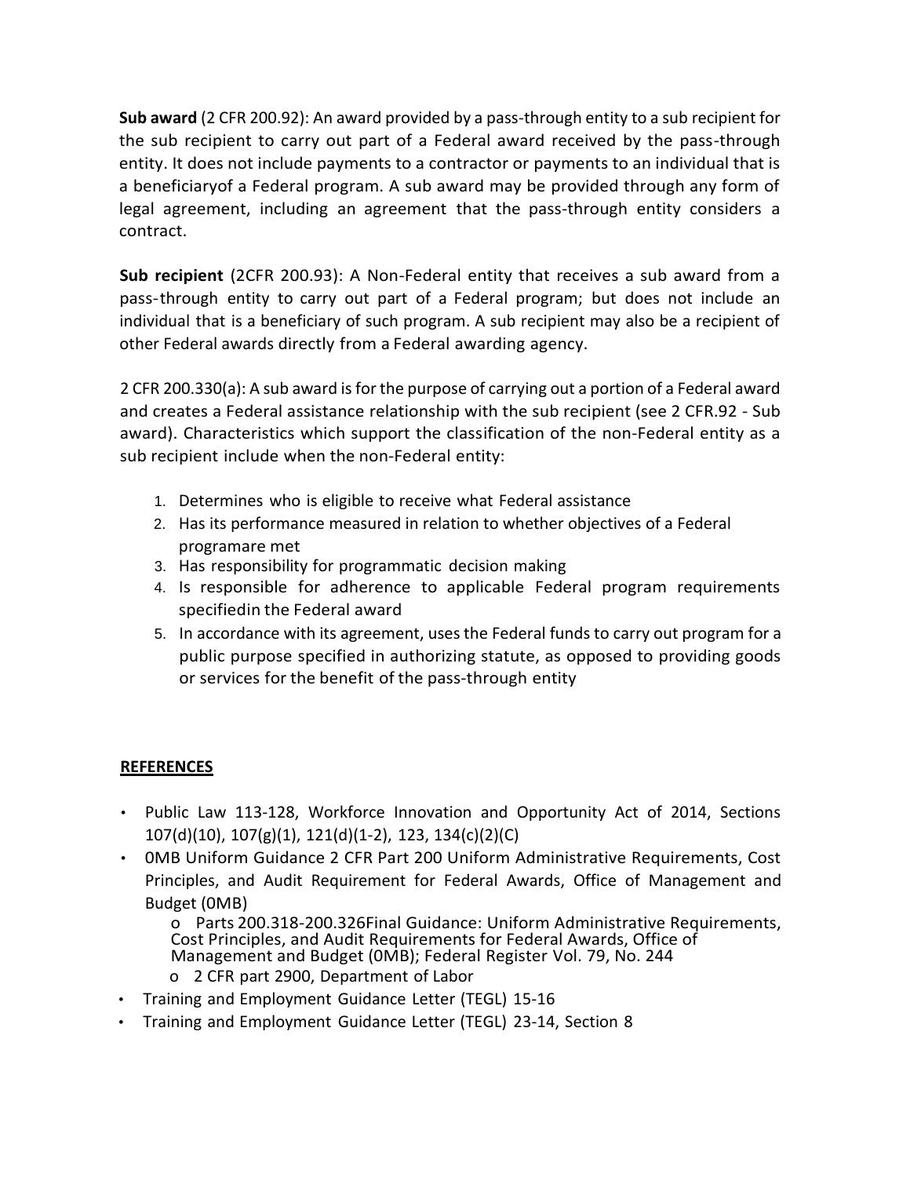**Sub award** (2 CFR 200.92): An award provided by a pass-through entity to a sub recipient for the sub recipient to carry out part of a Federal award received by the pass-through entity. It does not include payments to a contractor or payments to an individual that is a beneficiaryof a Federal program. A sub award may be provided through any form of legal agreement, including an agreement that the pass-through entity considers a contract.

**Sub recipient** (2CFR 200.93): A Non-Federal entity that receives a sub award from a pass-through entity to carry out part of a Federal program; but does not include an individual that is a beneficiary of such program. A sub recipient may also be a recipient of other Federal awards directly from a Federal awarding agency.

2 CFR 200.330(a): A sub award is for the purpose of carrying out a portion of a Federal award and creates a Federal assistance relationship with the sub recipient (see 2 CFR.92 - Sub award). Characteristics which support the classification of the non-Federal entity as a sub recipient include when the non-Federal entity:

1. Determines who is eligible to receive what Federal assistance
2. Has its performance measured in relation to whether objectives of a Federal programare met
3. Has responsibility for programmatic decision making
4. Is responsible for adherence to applicable Federal program requirements specifiedin the Federal award
5. In accordance with its agreement, uses the Federal funds to carry out program for a public purpose specified in authorizing statute, as opposed to providing goods or services for the benefit of the pass-through entity

## REFERENCES

- Public Law 113-128, Workforce Innovation and Opportunity Act of 2014, Sections 107(d)(10), 107(g)(1), 121(d)(1-2), 123, 134(c)(2)(C)
- 0MB Uniform Guidance 2 CFR Part 200 Uniform Administrative Requirements, Cost Principles, and Audit Requirement for Federal Awards, Office of Management and Budget (0MB)
  - Parts 200.318-200.326Final Guidance: Uniform Administrative Requirements, Cost Principles, and Audit Requirements for Federal Awards, Office of Management and Budget (0MB); Federal Register Vol. 79, No. 244
  - 2 CFR part 2900, Department of Labor
- Training and Employment Guidance Letter (TEGL) 15-16
- Training and Employment Guidance Letter (TEGL) 23-14, Section 8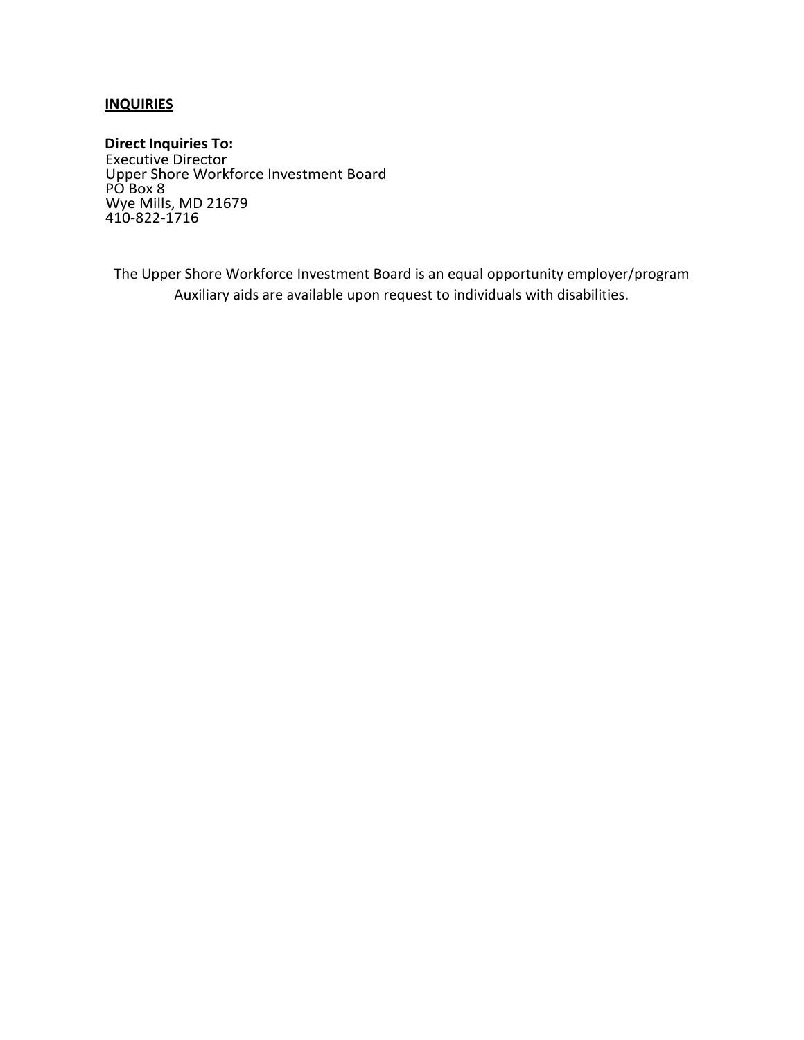**INQUIRIES**

**Direct Inquiries To:**
Executive Director
Upper Shore Workforce Investment Board
PO Box 8
Wye Mills, MD 21679
410-822-1716

The Upper Shore Workforce Investment Board is an equal opportunity employer/program
Auxiliary aids are available upon request to individuals with disabilities.